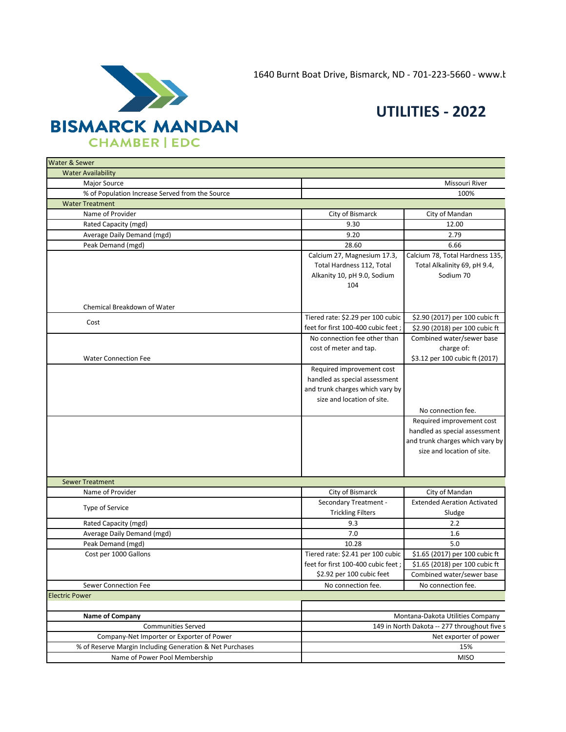1640 Burnt Boat Drive, Bismarck, ND - 701-223-5660 - www.b

BISMARCK MANDAN CHAMBER | EDC

# UTILITIES - 2022

| Water & Sewer | | |
|---|---|---|
| **Water Availability** | | |
| Major Source | Missouri River | |
| % of Population Increase Served from the Source | 100% | |
| **Water Treatment** | | |
| Name of Provider | City of Bismarck | City of Mandan |
| Rated Capacity (mgd) | 9.30 | 12.00 |
| Average Daily Demand (mgd) | 9.20 | 2.79 |
| Peak Demand (mgd) | 28.60 | 6.66 |
| Chemical Breakdown of Water | Calcium 27, Magnesium 17.3, Total Hardness 112, Total Alkanity 10, pH 9.0, Sodium 104 | Calcium 78, Total Hardness 135, Total Alkalinity 69, pH 9.4, Sodium 70 |
| Cost | Tiered rate: $2.29 per 100 cubic feet for first 100-400 cubic feet ; | $2.90 (2017) per 100 cubic ft<br>$2.90 (2018) per 100 cubic ft |
| Water Connection Fee | No connection fee other than cost of meter and tap. | Combined water/sewer base charge of:<br>$3.12 per 100 cubic ft (2017) |
| | Required improvement cost handled as special assessment and trunk charges which vary by size and location of site. | No connection fee. |
| | | Required improvement cost handled as special assessment and trunk charges which vary by size and location of site. |
| **Sewer Treatment** | | |
| Name of Provider | City of Bismarck | City of Mandan |
| Type of Service | Secondary Treatment - Trickling Filters | Extended Aeration Activated Sludge |
| Rated Capacity (mgd) | 9.3 | 2.2 |
| Average Daily Demand (mgd) | 7.0 | 1.6 |
| Peak Demand (mgd) | 10.28 | 5.0 |
| Cost per 1000 Gallons | Tiered rate: $2.41 per 100 cubic feet for first 100-400 cubic feet ; $2.92 per 100 cubic feet | $1.65 (2017) per 100 cubic ft<br>$1.65 (2018) per 100 cubic ft<br>Combined water/sewer base |
| Sewer Connection Fee | No connection fee. | No connection fee. |

| Electric Power | |
|---|---|
| **Name of Company** | Montana-Dakota Utilities Company |
| Communities Served | 149 in North Dakota -- 277 throughout five s |
| Company-Net Importer or Exporter of Power | Net exporter of power |
| % of Reserve Margin Including Generation & Net Purchases | 15% |
| Name of Power Pool Membership | MISO |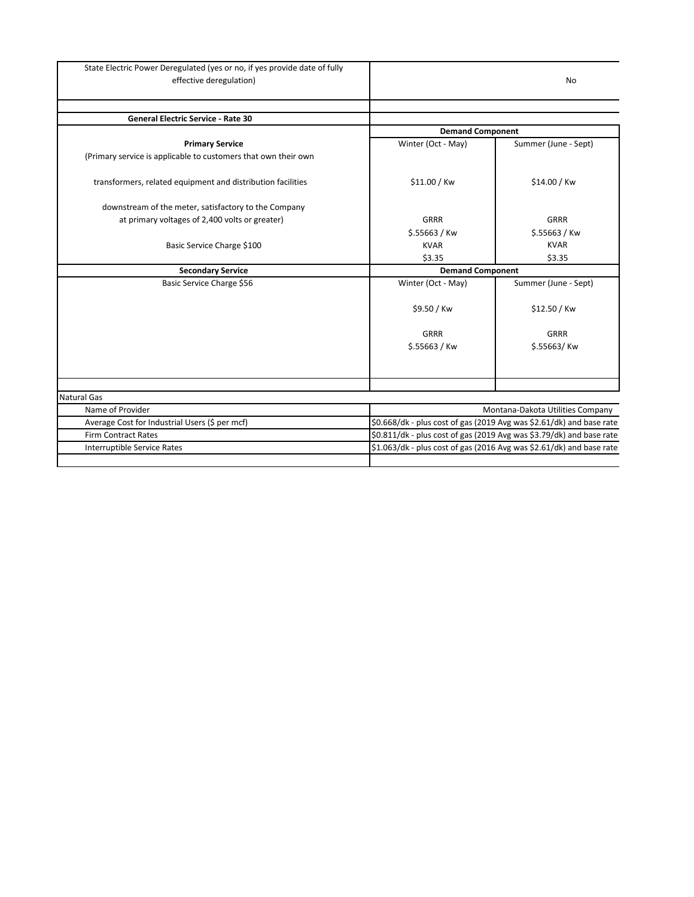| State Electric Power Deregulated (yes or no, if yes provide date of fully effective deregulation) | No | |
|---|---|---|
| | | |
| **General Electric Service - Rate 30** | | |
| | **Demand Component** | |
| **Primary Service** | Winter (Oct - May) | Summer (June - Sept) |
| (Primary service is applicable to customers that own their own transformers, related equipment and distribution facilities downstream of the meter, satisfactory to the Company at primary voltages of 2,400 volts or greater) | \$11.00 / Kw | \$14.00 / Kw |
| | GRRR | GRRR |
| | \$.55663 / Kw | \$.55663 / Kw |
| Basic Service Charge \$100 | KVAR | KVAR |
| | \$3.35 | \$3.35 |
| **Secondary Service** | **Demand Component** | |
| Basic Service Charge \$56 | Winter (Oct - May) | Summer (June - Sept) |
| | \$9.50 / Kw | \$12.50 / Kw |
| | GRRR | GRRR |
| | \$.55663 / Kw | \$.55663/ Kw |
| | | |

| Natural Gas | |
|---|---|
| Name of Provider | Montana-Dakota Utilities Company |
| Average Cost for Industrial Users (\$ per mcf) | \$0.668/dk - plus cost of gas (2019 Avg was \$2.61/dk) and base rate |
| Firm Contract Rates | \$0.811/dk - plus cost of gas (2019 Avg was \$3.79/dk) and base rate |
| Interruptible Service Rates | \$1.063/dk - plus cost of gas (2016 Avg was \$2.61/dk) and base rate |
| | |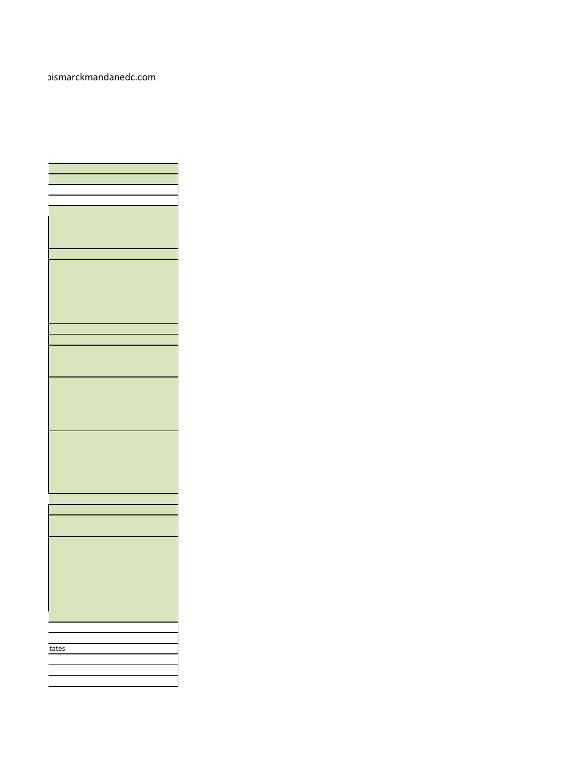ɔismarckmandanedc.com

tates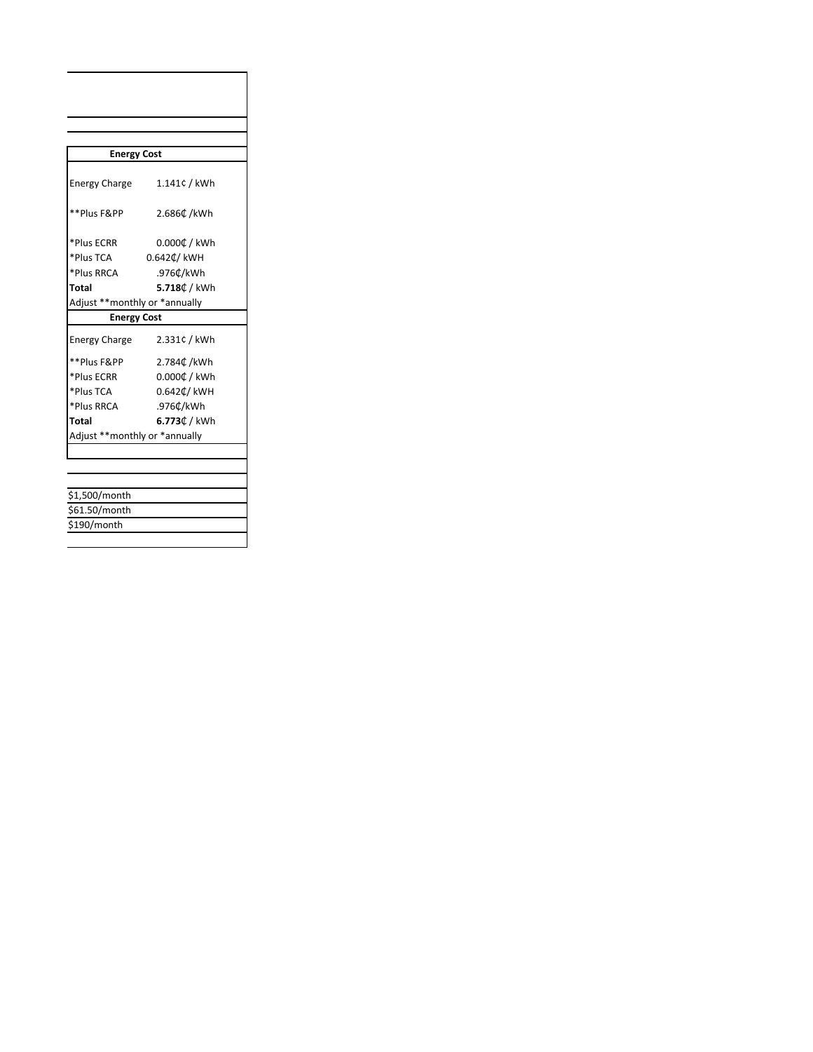| | |
|---|---|
| **Energy Cost** | |
| Energy Charge | 1.141¢ / kWh |
| **Plus F&PP | 2.686₵ /kWh |
| *Plus ECRR | 0.000₵ / kWh |
| *Plus TCA | 0.642₵/ kWH |
| *Plus RRCA | .976₵/kWh |
| **Total** | **5.718**₵ / kWh |
| Adjust **monthly or *annually | |
| **Energy Cost** | |
| Energy Charge | 2.331¢ / kWh |
| **Plus F&PP | 2.784₵ /kWh |
| *Plus ECRR | 0.000₵ / kWh |
| *Plus TCA | 0.642₵/ kWH |
| *Plus RRCA | .976₵/kWh |
| **Total** | **6.773**₵ / kWh |
| Adjust **monthly or *annually | |
| $1,500/month | |
| $61.50/month | |
| $190/month | |